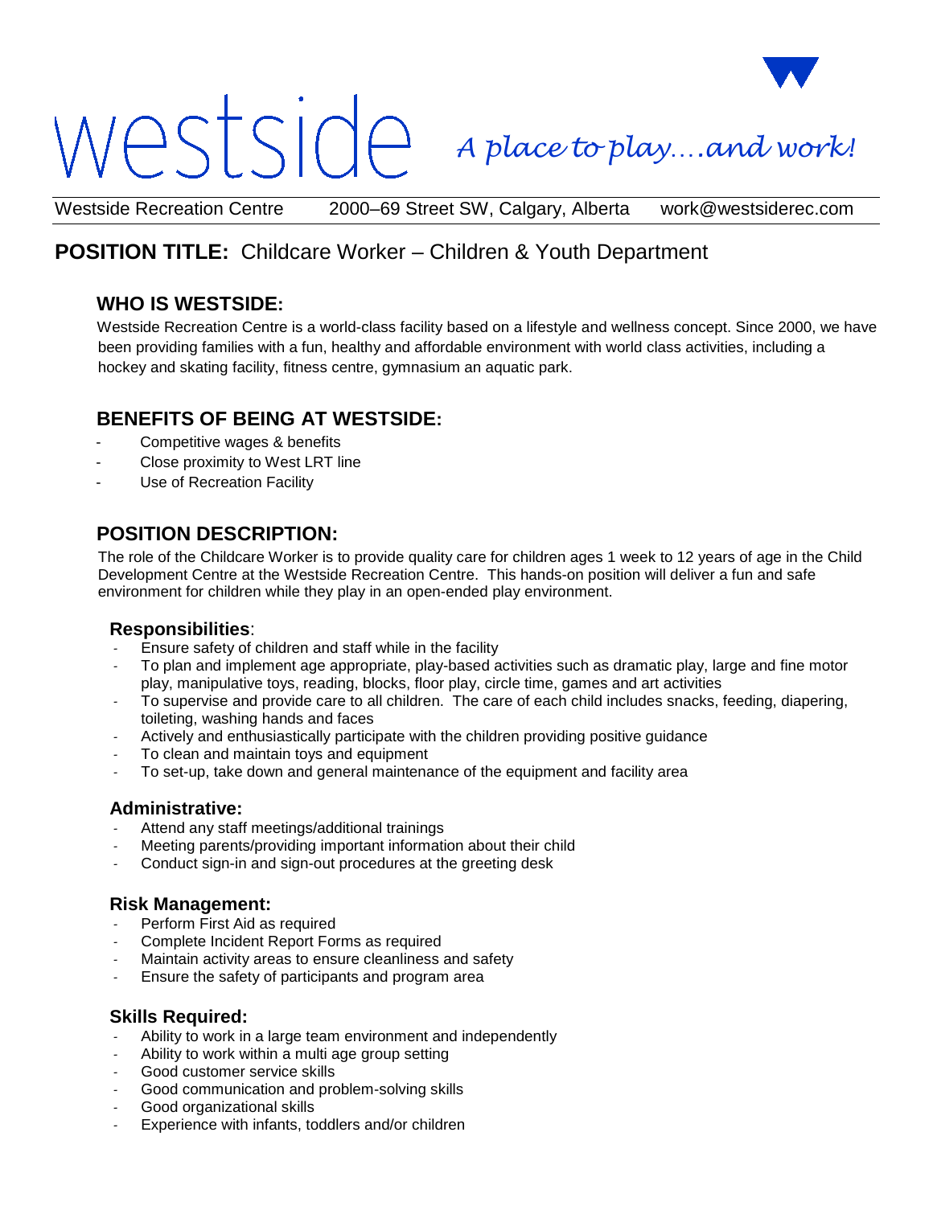# westside *A place to play….and work!*

Westside Recreation Centre 2000–69 Street SW, Calgary, Alberta work@westsiderec.com

## POSITION TITLE: Childcare Worker – Children & Youth Department

### WHO IS WESTSIDE:

Westside Recreation Centre is a world-class facility based on a lifestyle and wellness concept. Since 2000, we have been providing families with a fun, healthy and affordable environment with world class activities, including a hockey and skating facility, fitness centre, gymnasium an aquatic park.

### BENEFITS OF BEING AT WESTSIDE:

- Competitive wages & benefits
- Close proximity to West LRT line
- Use of Recreation Facility

### POSITION DESCRIPTION:

The role of the Childcare Worker is to provide quality care for children ages 1 week to 12 years of age in the Child Development Centre at the Westside Recreation Centre. This hands-on position will deliver a fun and safe environment for children while they play in an open-ended play environment.

#### Responsibilities:

- Ensure safety of children and staff while in the facility
- To plan and implement age appropriate, play-based activities such as dramatic play, large and fine motor play, manipulative toys, reading, blocks, floor play, circle time, games and art activities
- To supervise and provide care to all children. The care of each child includes snacks, feeding, diapering, toileting, washing hands and faces
- Actively and enthusiastically participate with the children providing positive guidance
- To clean and maintain toys and equipment
- To set-up, take down and general maintenance of the equipment and facility area

#### Administrative:

- Attend any staff meetings/additional trainings
- Meeting parents/providing important information about their child
- Conduct sign-in and sign-out procedures at the greeting desk

#### Risk Management:

- Perform First Aid as required
- Complete Incident Report Forms as required
- Maintain activity areas to ensure cleanliness and safety
- Ensure the safety of participants and program area

#### Skills Required:

- Ability to work in a large team environment and independently
- Ability to work within a multi age group setting
- Good customer service skills
- Good communication and problem-solving skills
- Good organizational skills
- Experience with infants, toddlers and/or children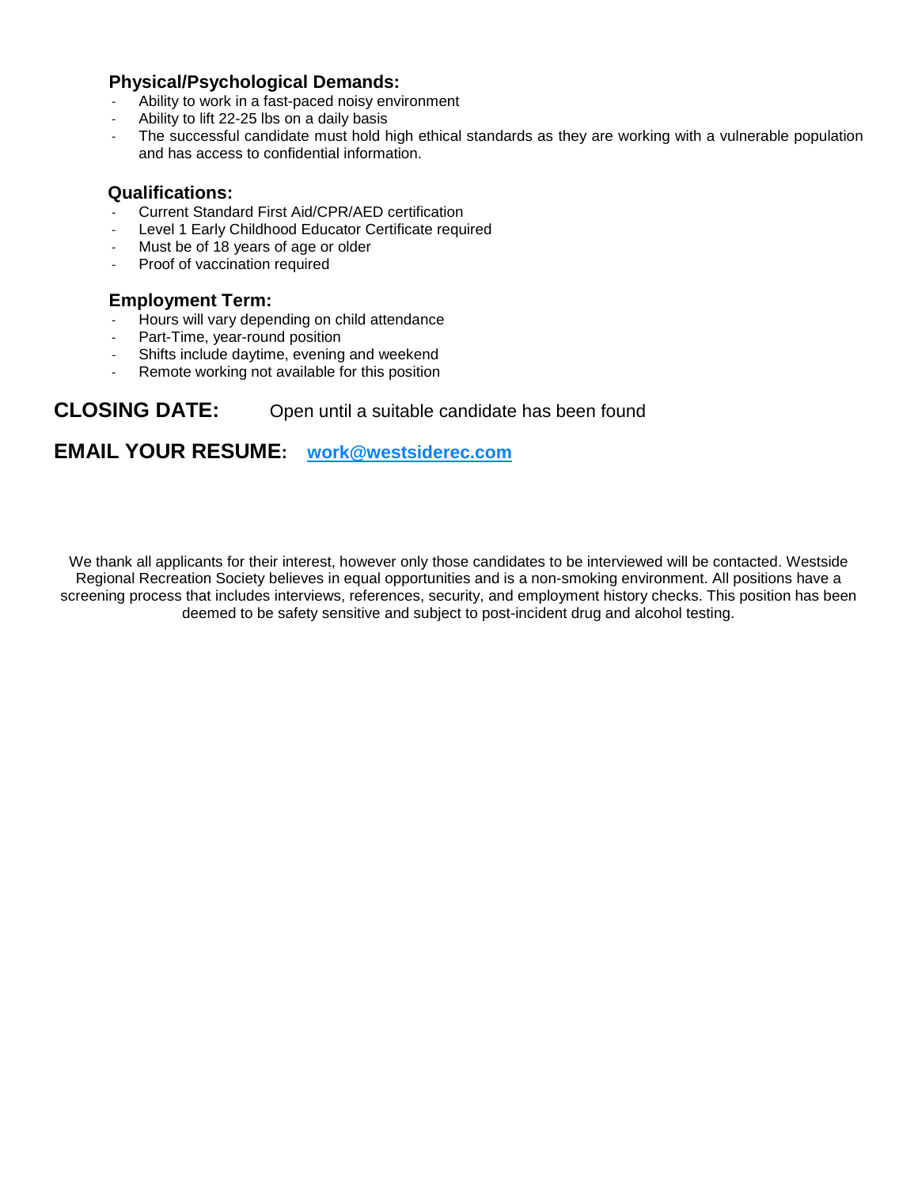### Physical/Psychological Demands:

- Ability to work in a fast-paced noisy environment
- Ability to lift 22-25 lbs on a daily basis
- The successful candidate must hold high ethical standards as they are working with a vulnerable population and has access to confidential information.

### Qualifications:

- Current Standard First Aid/CPR/AED certification
- Level 1 Early Childhood Educator Certificate required
- Must be of 18 years of age or older
- Proof of vaccination required

### Employment Term:

- Hours will vary depending on child attendance
- Part-Time, year-round position
- Shifts include daytime, evening and weekend
- Remote working not available for this position

## CLOSING DATE: Open until a suitable candidate has been found

## EMAIL YOUR RESUME: [work@westsiderec.com](mailto:work@westsiderec.com)

We thank all applicants for their interest, however only those candidates to be interviewed will be contacted. Westside Regional Recreation Society believes in equal opportunities and is a non-smoking environment. All positions have a screening process that includes interviews, references, security, and employment history checks. This position has been deemed to be safety sensitive and subject to post-incident drug and alcohol testing.